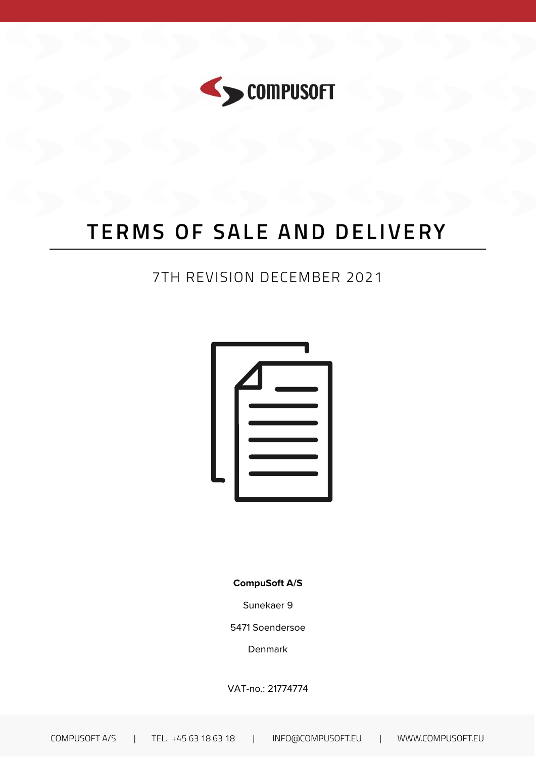COMPUSOFT

# TERMS OF SALE AND DELIVERY

7TH REVISION DECEMBER 2021

**CompuSoft A/S**

Sunekaer 9

5471 Soendersoe

Denmark

VAT-no.: 21774774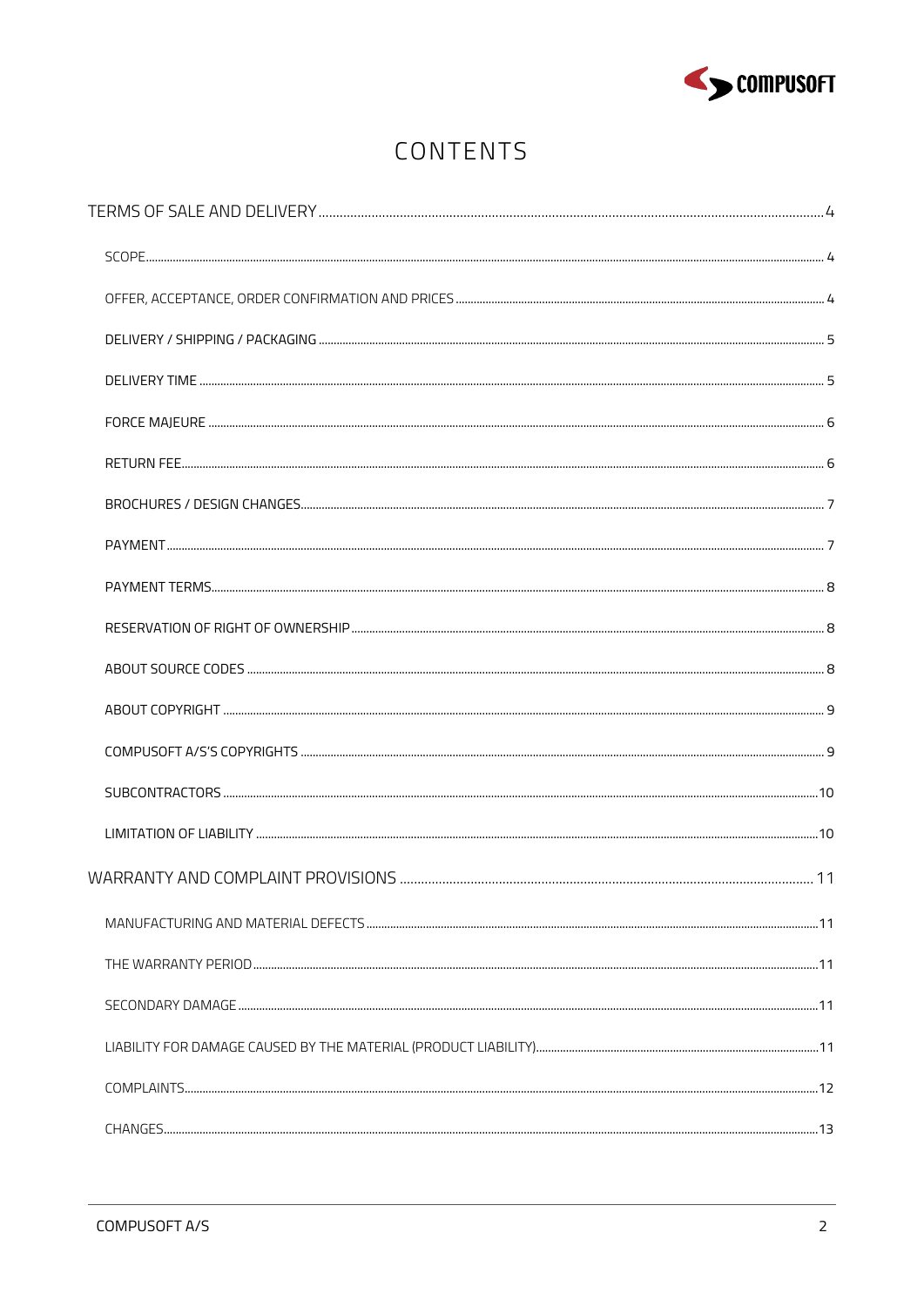# CONTENTS

- TERMS OF SALE AND DELIVERY ..... 4
  - SCOPE ..... 4
  - OFFER, ACCEPTANCE, ORDER CONFIRMATION AND PRICES ..... 4
  - DELIVERY / SHIPPING / PACKAGING ..... 5
  - DELIVERY TIME ..... 5
  - FORCE MAJEURE ..... 6
  - RETURN FEE ..... 6
  - BROCHURES / DESIGN CHANGES ..... 7
  - PAYMENT ..... 7
  - PAYMENT TERMS ..... 8
  - RESERVATION OF RIGHT OF OWNERSHIP ..... 8
  - ABOUT SOURCE CODES ..... 8
  - ABOUT COPYRIGHT ..... 9
  - COMPUSOFT A/S'S COPYRIGHTS ..... 9
  - SUBCONTRACTORS ..... 10
  - LIMITATION OF LIABILITY ..... 10
- WARRANTY AND COMPLAINT PROVISIONS ..... 11
  - MANUFACTURING AND MATERIAL DEFECTS ..... 11
  - THE WARRANTY PERIOD ..... 11
  - SECONDARY DAMAGE ..... 11
  - LIABILITY FOR DAMAGE CAUSED BY THE MATERIAL (PRODUCT LIABILITY) ..... 11
  - COMPLAINTS ..... 12
  - CHANGES ..... 13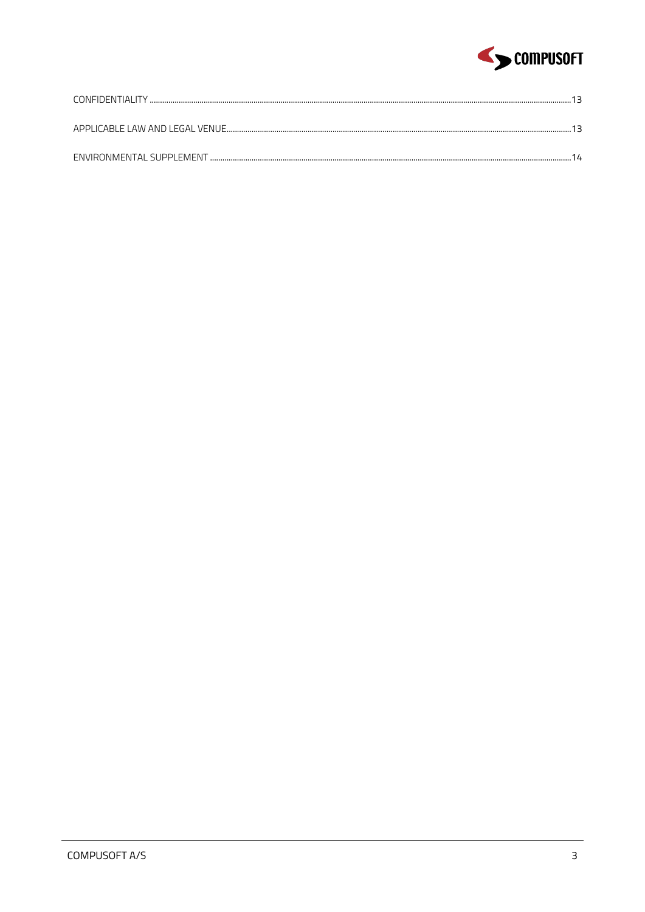CONFIDENTIALITY ........................................................................................................................................ 13

APPLICABLE LAW AND LEGAL VENUE........................................................................................................ 13

ENVIRONMENTAL SUPPLEMENT ............................................................................................................... 14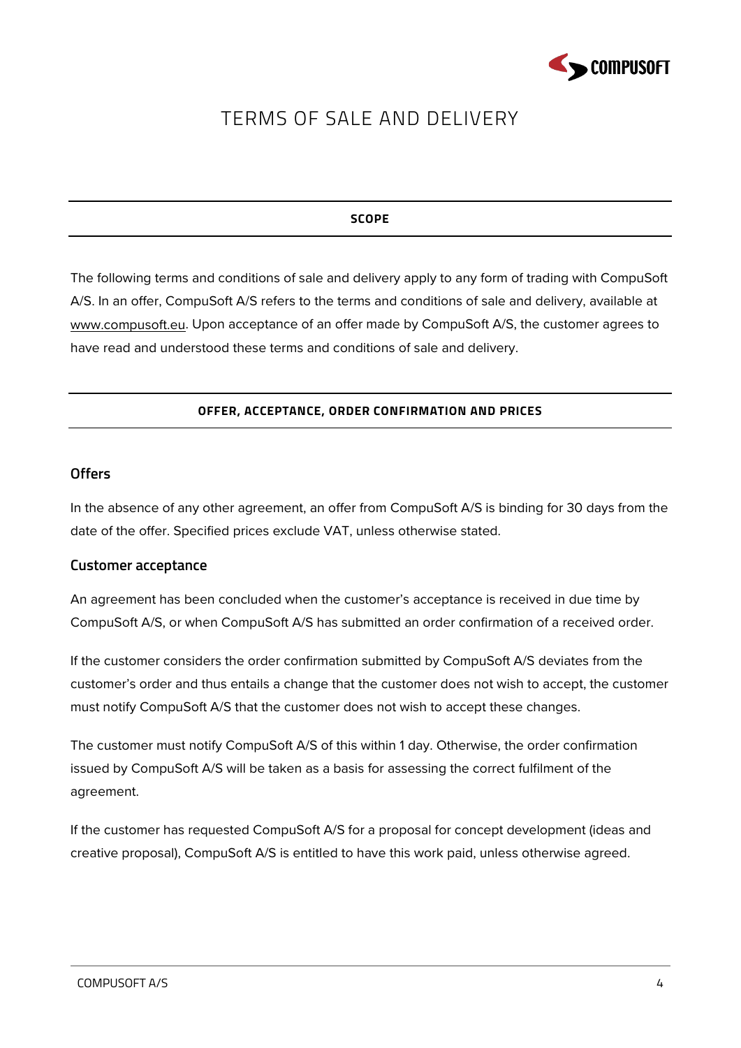# TERMS OF SALE AND DELIVERY

## SCOPE

The following terms and conditions of sale and delivery apply to any form of trading with CompuSoft A/S. In an offer, CompuSoft A/S refers to the terms and conditions of sale and delivery, available at www.compusoft.eu. Upon acceptance of an offer made by CompuSoft A/S, the customer agrees to have read and understood these terms and conditions of sale and delivery.

## OFFER, ACCEPTANCE, ORDER CONFIRMATION AND PRICES

### Offers

In the absence of any other agreement, an offer from CompuSoft A/S is binding for 30 days from the date of the offer. Specified prices exclude VAT, unless otherwise stated.

### Customer acceptance

An agreement has been concluded when the customer's acceptance is received in due time by CompuSoft A/S, or when CompuSoft A/S has submitted an order confirmation of a received order.

If the customer considers the order confirmation submitted by CompuSoft A/S deviates from the customer's order and thus entails a change that the customer does not wish to accept, the customer must notify CompuSoft A/S that the customer does not wish to accept these changes.

The customer must notify CompuSoft A/S of this within 1 day. Otherwise, the order confirmation issued by CompuSoft A/S will be taken as a basis for assessing the correct fulfilment of the agreement.

If the customer has requested CompuSoft A/S for a proposal for concept development (ideas and creative proposal), CompuSoft A/S is entitled to have this work paid, unless otherwise agreed.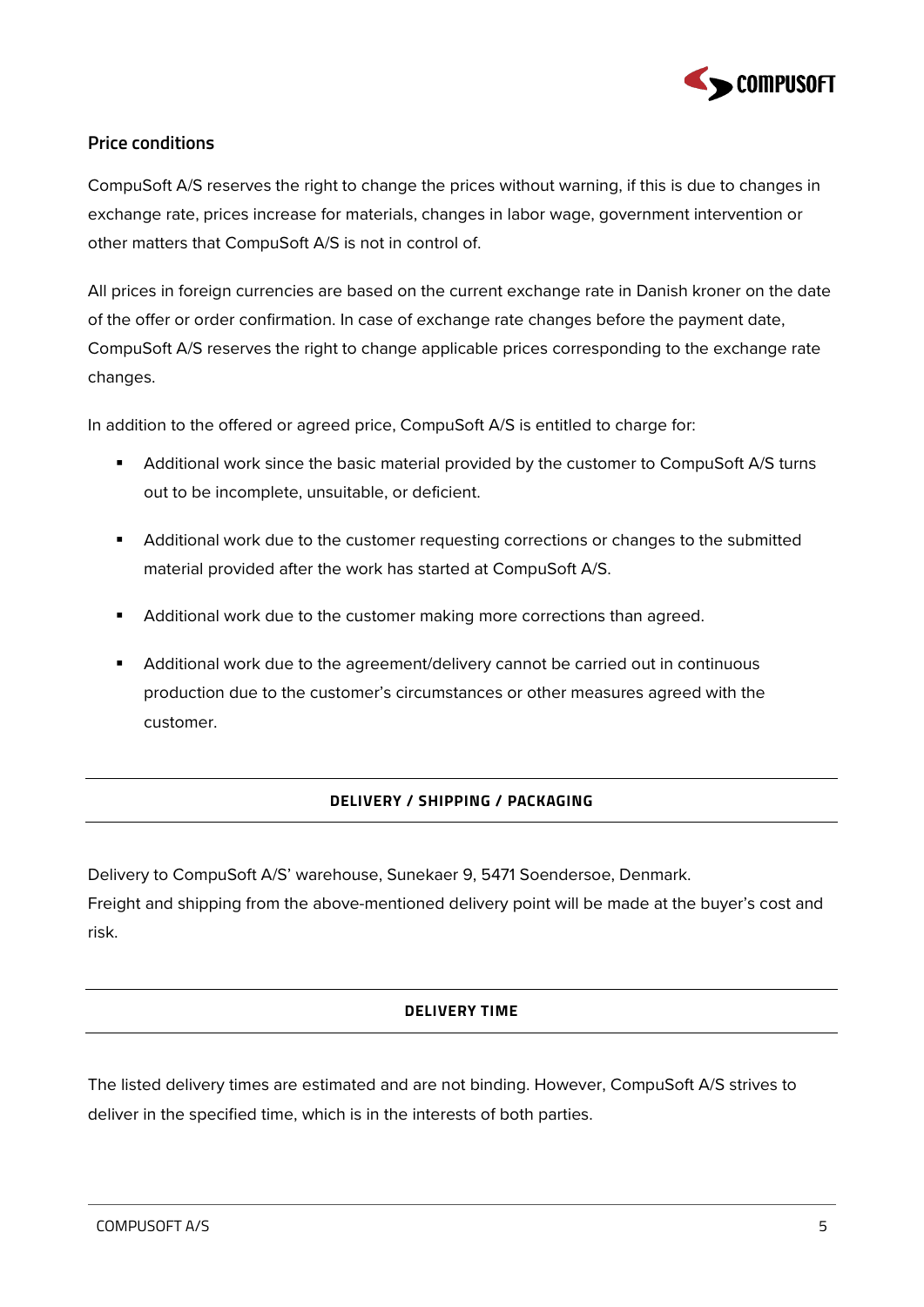## Price conditions

CompuSoft A/S reserves the right to change the prices without warning, if this is due to changes in exchange rate, prices increase for materials, changes in labor wage, government intervention or other matters that CompuSoft A/S is not in control of.

All prices in foreign currencies are based on the current exchange rate in Danish kroner on the date of the offer or order confirmation. In case of exchange rate changes before the payment date, CompuSoft A/S reserves the right to change applicable prices corresponding to the exchange rate changes.

In addition to the offered or agreed price, CompuSoft A/S is entitled to charge for:

- Additional work since the basic material provided by the customer to CompuSoft A/S turns out to be incomplete, unsuitable, or deficient.
- Additional work due to the customer requesting corrections or changes to the submitted material provided after the work has started at CompuSoft A/S.
- Additional work due to the customer making more corrections than agreed.
- Additional work due to the agreement/delivery cannot be carried out in continuous production due to the customer's circumstances or other measures agreed with the customer.

## DELIVERY / SHIPPING / PACKAGING

Delivery to CompuSoft A/S' warehouse, Sunekaer 9, 5471 Soendersoe, Denmark.
Freight and shipping from the above-mentioned delivery point will be made at the buyer's cost and risk.

## DELIVERY TIME

The listed delivery times are estimated and are not binding. However, CompuSoft A/S strives to deliver in the specified time, which is in the interests of both parties.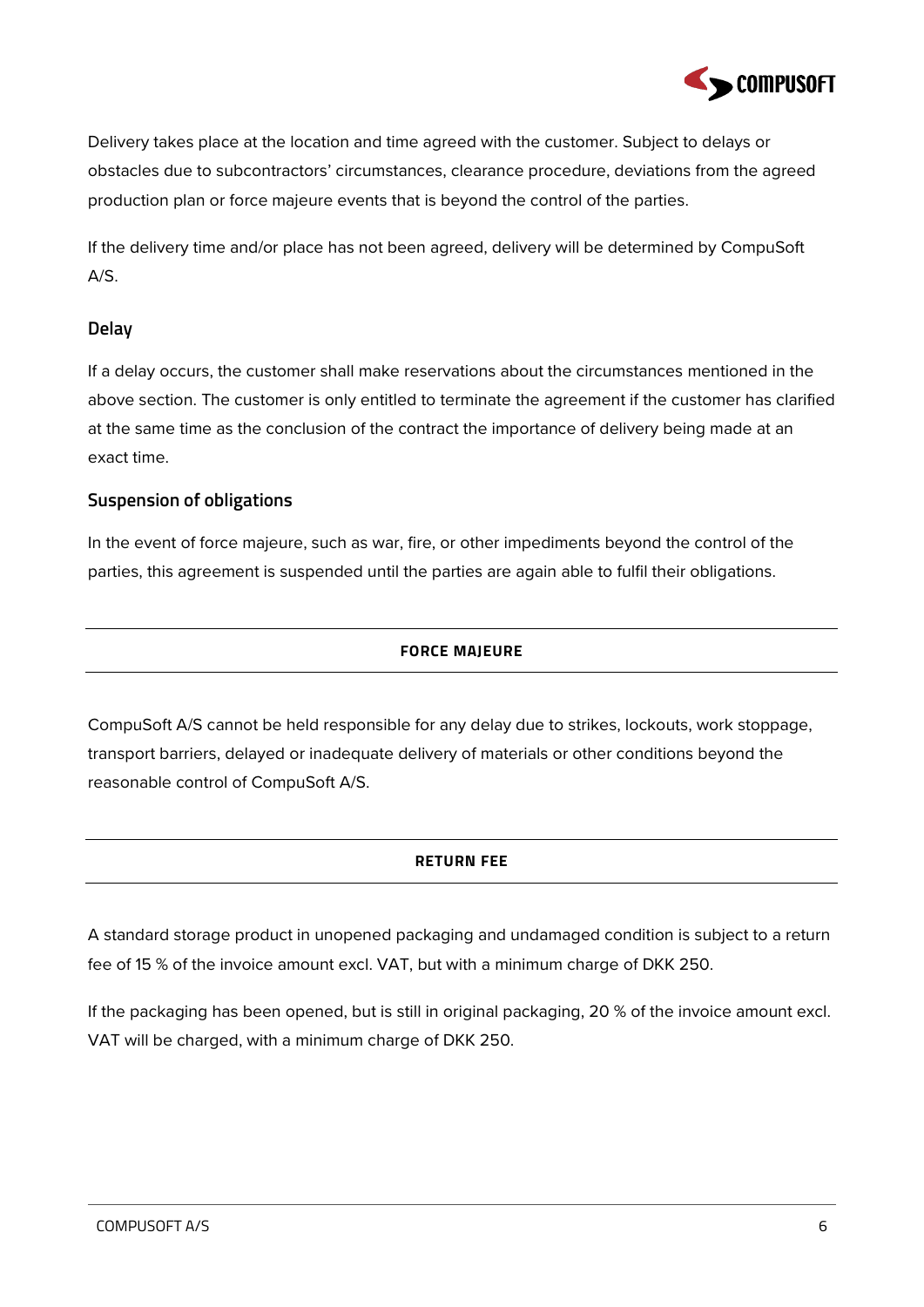Delivery takes place at the location and time agreed with the customer. Subject to delays or obstacles due to subcontractors' circumstances, clearance procedure, deviations from the agreed production plan or force majeure events that is beyond the control of the parties.

If the delivery time and/or place has not been agreed, delivery will be determined by CompuSoft A/S.

### Delay

If a delay occurs, the customer shall make reservations about the circumstances mentioned in the above section. The customer is only entitled to terminate the agreement if the customer has clarified at the same time as the conclusion of the contract the importance of delivery being made at an exact time.

### Suspension of obligations

In the event of force majeure, such as war, fire, or other impediments beyond the control of the parties, this agreement is suspended until the parties are again able to fulfil their obligations.

## FORCE MAJEURE

CompuSoft A/S cannot be held responsible for any delay due to strikes, lockouts, work stoppage, transport barriers, delayed or inadequate delivery of materials or other conditions beyond the reasonable control of CompuSoft A/S.

## RETURN FEE

A standard storage product in unopened packaging and undamaged condition is subject to a return fee of 15 % of the invoice amount excl. VAT, but with a minimum charge of DKK 250.

If the packaging has been opened, but is still in original packaging, 20 % of the invoice amount excl. VAT will be charged, with a minimum charge of DKK 250.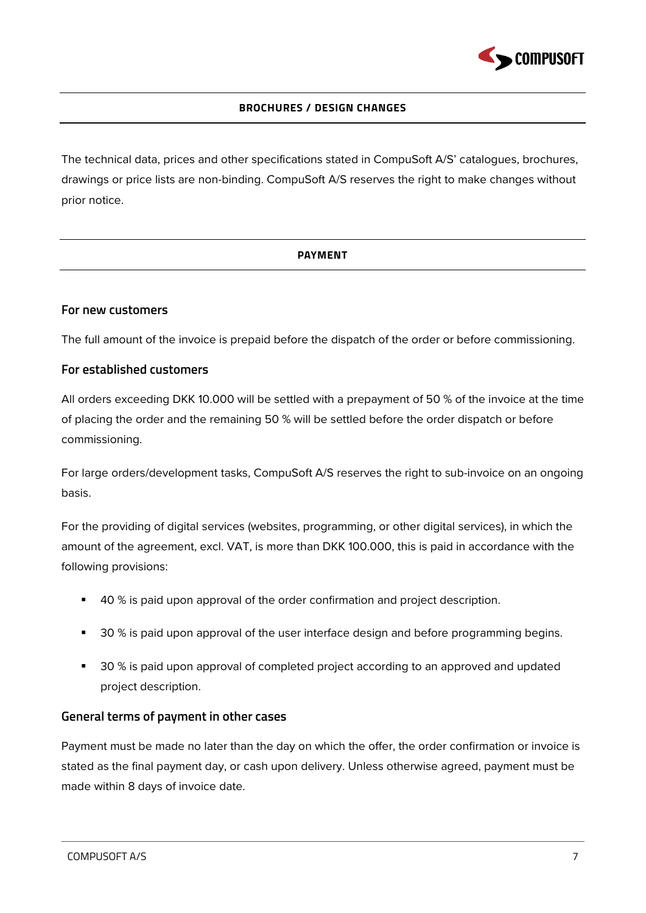## BROCHURES / DESIGN CHANGES

The technical data, prices and other specifications stated in CompuSoft A/S' catalogues, brochures, drawings or price lists are non-binding. CompuSoft A/S reserves the right to make changes without prior notice.

## PAYMENT

### For new customers

The full amount of the invoice is prepaid before the dispatch of the order or before commissioning.

### For established customers

All orders exceeding DKK 10.000 will be settled with a prepayment of 50 % of the invoice at the time of placing the order and the remaining 50 % will be settled before the order dispatch or before commissioning.

For large orders/development tasks, CompuSoft A/S reserves the right to sub-invoice on an ongoing basis.

For the providing of digital services (websites, programming, or other digital services), in which the amount of the agreement, excl. VAT, is more than DKK 100.000, this is paid in accordance with the following provisions:

- 40 % is paid upon approval of the order confirmation and project description.
- 30 % is paid upon approval of the user interface design and before programming begins.
- 30 % is paid upon approval of completed project according to an approved and updated project description.

### General terms of payment in other cases

Payment must be made no later than the day on which the offer, the order confirmation or invoice is stated as the final payment day, or cash upon delivery. Unless otherwise agreed, payment must be made within 8 days of invoice date.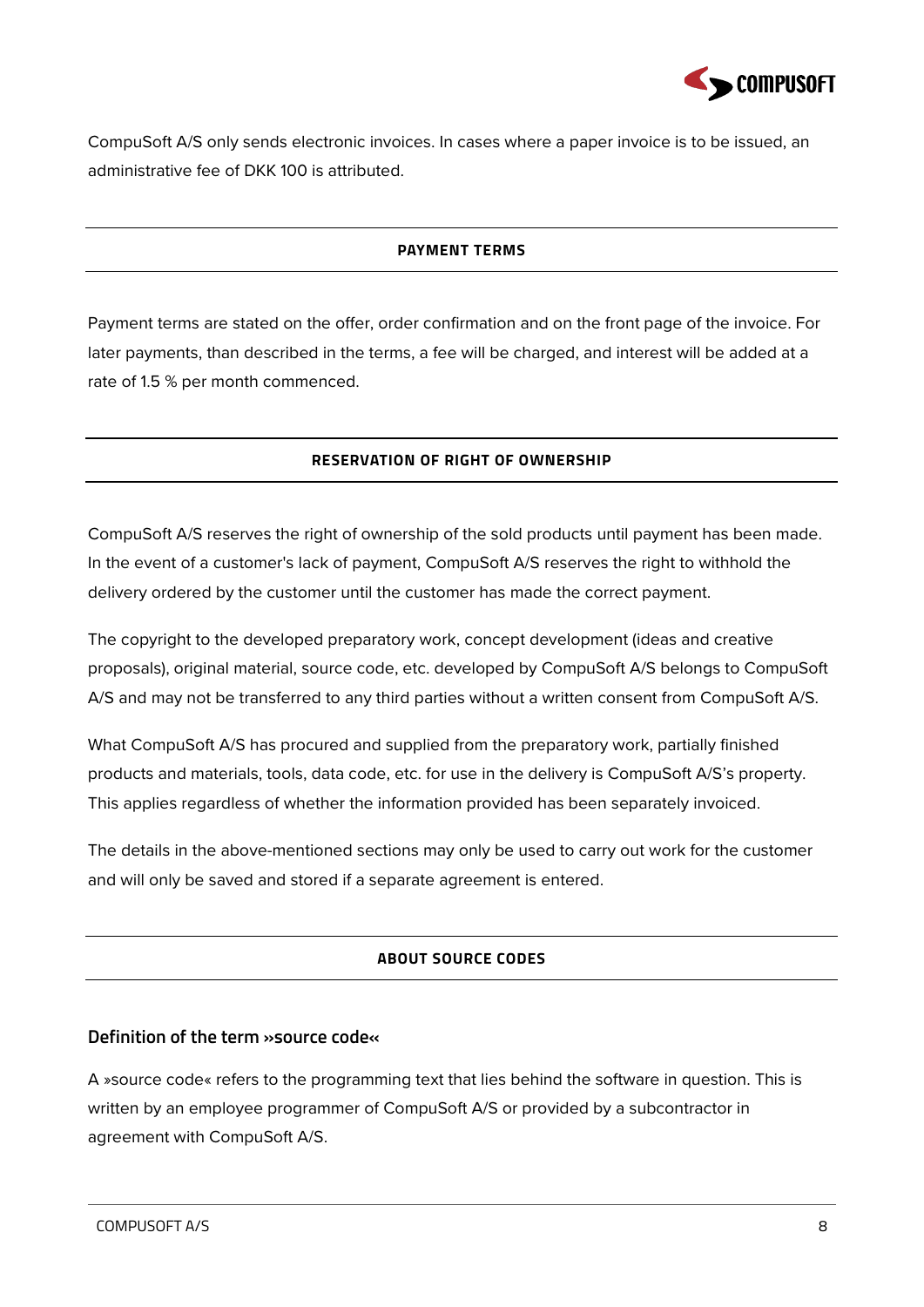CompuSoft A/S only sends electronic invoices. In cases where a paper invoice is to be issued, an administrative fee of DKK 100 is attributed.

## PAYMENT TERMS

Payment terms are stated on the offer, order confirmation and on the front page of the invoice. For later payments, than described in the terms, a fee will be charged, and interest will be added at a rate of 1.5 % per month commenced.

## RESERVATION OF RIGHT OF OWNERSHIP

CompuSoft A/S reserves the right of ownership of the sold products until payment has been made. In the event of a customer's lack of payment, CompuSoft A/S reserves the right to withhold the delivery ordered by the customer until the customer has made the correct payment.

The copyright to the developed preparatory work, concept development (ideas and creative proposals), original material, source code, etc. developed by CompuSoft A/S belongs to CompuSoft A/S and may not be transferred to any third parties without a written consent from CompuSoft A/S.

What CompuSoft A/S has procured and supplied from the preparatory work, partially finished products and materials, tools, data code, etc. for use in the delivery is CompuSoft A/S's property. This applies regardless of whether the information provided has been separately invoiced.

The details in the above-mentioned sections may only be used to carry out work for the customer and will only be saved and stored if a separate agreement is entered.

## ABOUT SOURCE CODES

### Definition of the term »source code«

A »source code« refers to the programming text that lies behind the software in question. This is written by an employee programmer of CompuSoft A/S or provided by a subcontractor in agreement with CompuSoft A/S.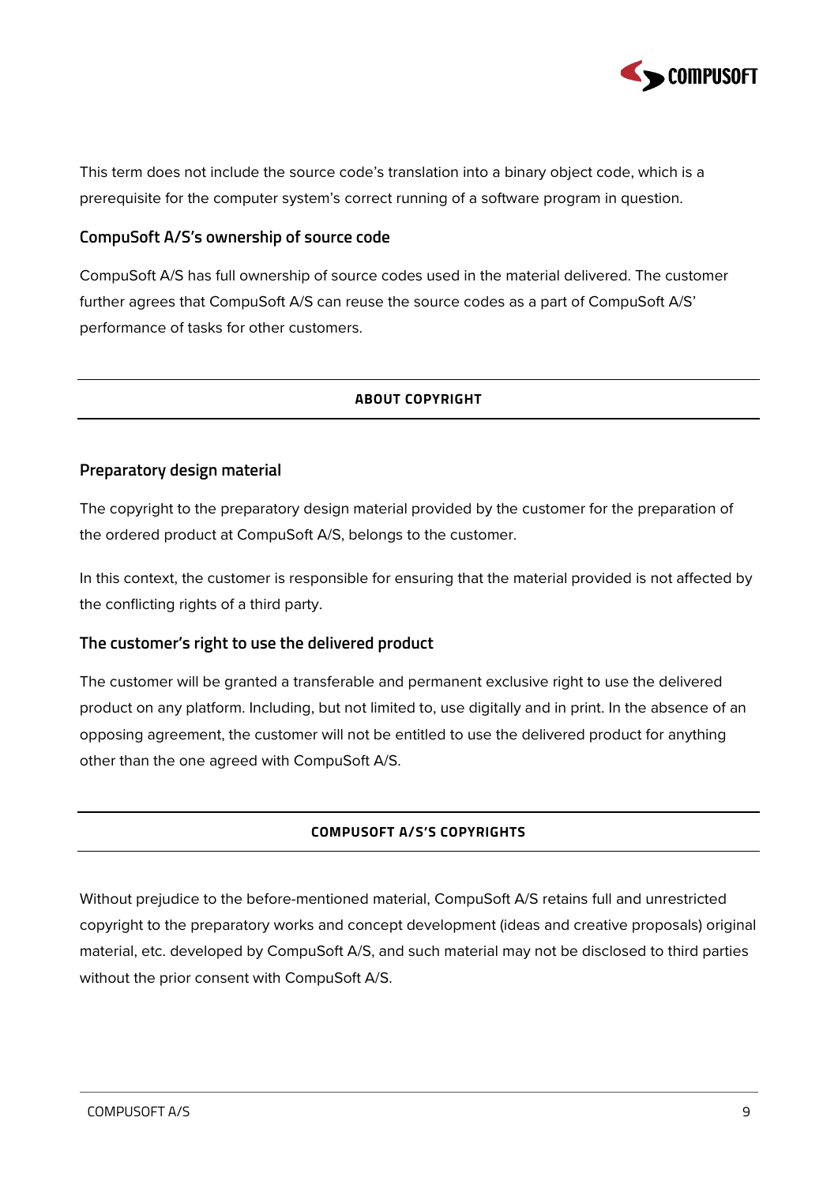This term does not include the source code's translation into a binary object code, which is a prerequisite for the computer system's correct running of a software program in question.

### CompuSoft A/S's ownership of source code

CompuSoft A/S has full ownership of source codes used in the material delivered. The customer further agrees that CompuSoft A/S can reuse the source codes as a part of CompuSoft A/S' performance of tasks for other customers.

## ABOUT COPYRIGHT

### Preparatory design material

The copyright to the preparatory design material provided by the customer for the preparation of the ordered product at CompuSoft A/S, belongs to the customer.

In this context, the customer is responsible for ensuring that the material provided is not affected by the conflicting rights of a third party.

### The customer's right to use the delivered product

The customer will be granted a transferable and permanent exclusive right to use the delivered product on any platform. Including, but not limited to, use digitally and in print. In the absence of an opposing agreement, the customer will not be entitled to use the delivered product for anything other than the one agreed with CompuSoft A/S.

## COMPUSOFT A/S'S COPYRIGHTS

Without prejudice to the before-mentioned material, CompuSoft A/S retains full and unrestricted copyright to the preparatory works and concept development (ideas and creative proposals) original material, etc. developed by CompuSoft A/S, and such material may not be disclosed to third parties without the prior consent with CompuSoft A/S.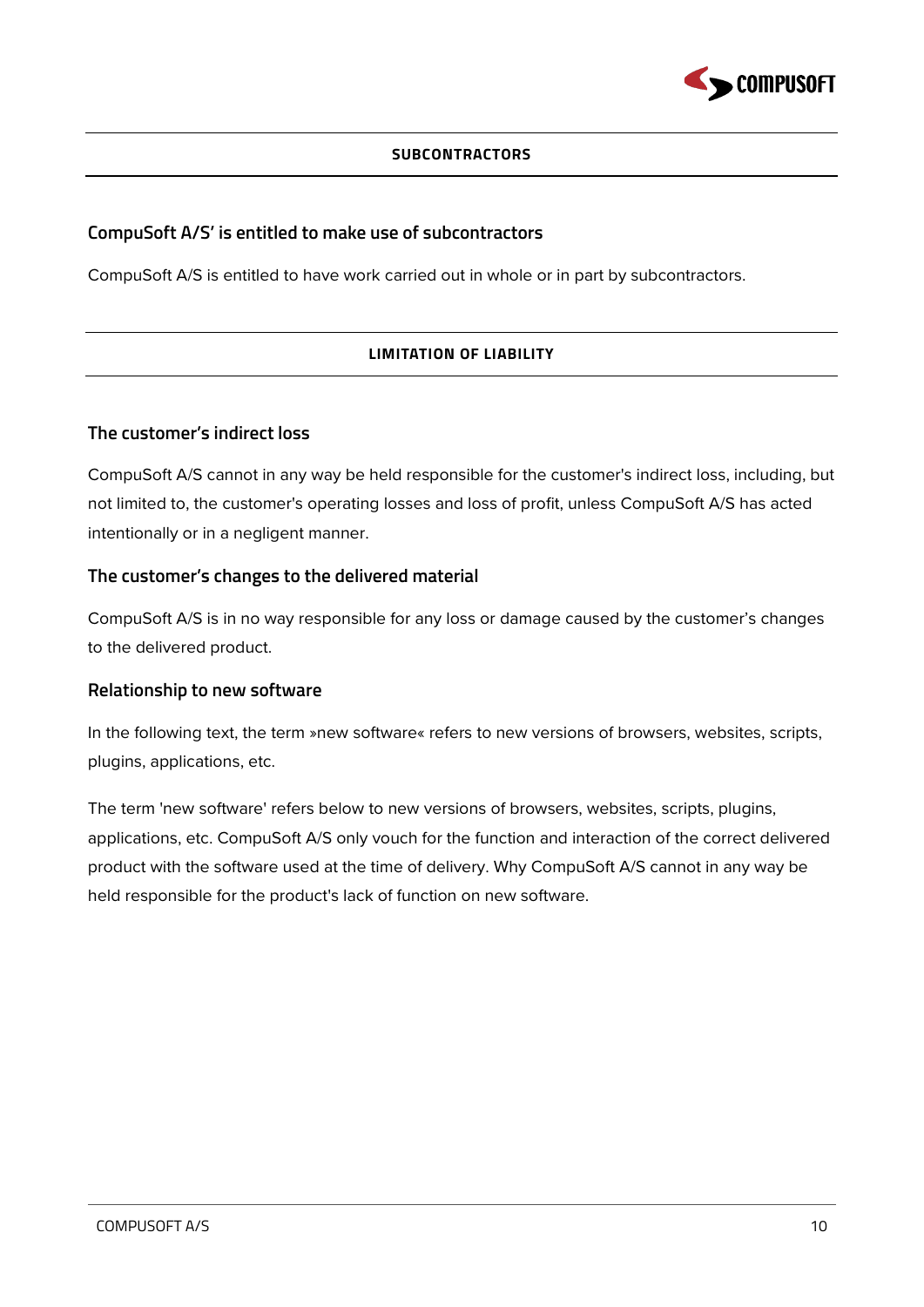## SUBCONTRACTORS

### CompuSoft A/S' is entitled to make use of subcontractors

CompuSoft A/S is entitled to have work carried out in whole or in part by subcontractors.

## LIMITATION OF LIABILITY

### The customer's indirect loss

CompuSoft A/S cannot in any way be held responsible for the customer's indirect loss, including, but not limited to, the customer's operating losses and loss of profit, unless CompuSoft A/S has acted intentionally or in a negligent manner.

### The customer's changes to the delivered material

CompuSoft A/S is in no way responsible for any loss or damage caused by the customer's changes to the delivered product.

### Relationship to new software

In the following text, the term »new software« refers to new versions of browsers, websites, scripts, plugins, applications, etc.

The term 'new software' refers below to new versions of browsers, websites, scripts, plugins, applications, etc. CompuSoft A/S only vouch for the function and interaction of the correct delivered product with the software used at the time of delivery. Why CompuSoft A/S cannot in any way be held responsible for the product's lack of function on new software.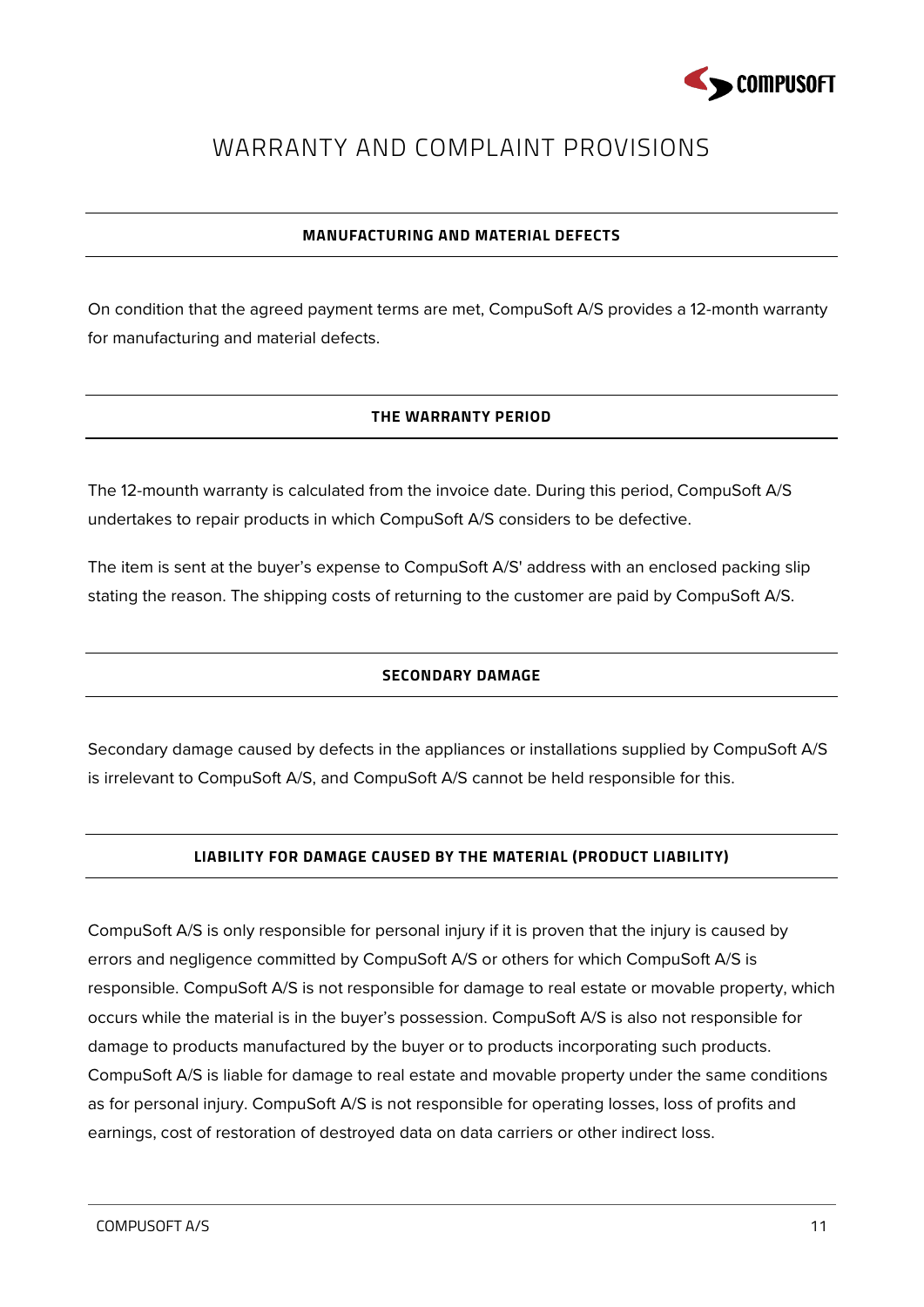# WARRANTY AND COMPLAINT PROVISIONS

## MANUFACTURING AND MATERIAL DEFECTS

On condition that the agreed payment terms are met, CompuSoft A/S provides a 12-month warranty for manufacturing and material defects.

## THE WARRANTY PERIOD

The 12-mounth warranty is calculated from the invoice date. During this period, CompuSoft A/S undertakes to repair products in which CompuSoft A/S considers to be defective.

The item is sent at the buyer's expense to CompuSoft A/S' address with an enclosed packing slip stating the reason. The shipping costs of returning to the customer are paid by CompuSoft A/S.

## SECONDARY DAMAGE

Secondary damage caused by defects in the appliances or installations supplied by CompuSoft A/S is irrelevant to CompuSoft A/S, and CompuSoft A/S cannot be held responsible for this.

## LIABILITY FOR DAMAGE CAUSED BY THE MATERIAL (PRODUCT LIABILITY)

CompuSoft A/S is only responsible for personal injury if it is proven that the injury is caused by errors and negligence committed by CompuSoft A/S or others for which CompuSoft A/S is responsible. CompuSoft A/S is not responsible for damage to real estate or movable property, which occurs while the material is in the buyer's possession. CompuSoft A/S is also not responsible for damage to products manufactured by the buyer or to products incorporating such products. CompuSoft A/S is liable for damage to real estate and movable property under the same conditions as for personal injury. CompuSoft A/S is not responsible for operating losses, loss of profits and earnings, cost of restoration of destroyed data on data carriers or other indirect loss.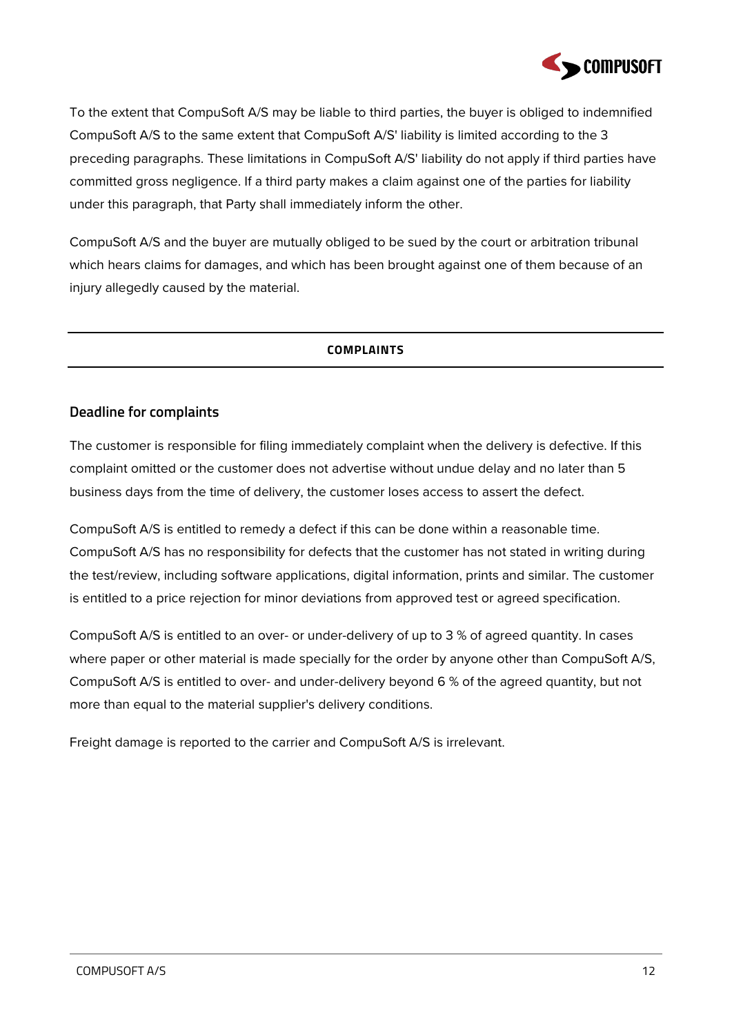To the extent that CompuSoft A/S may be liable to third parties, the buyer is obliged to indemnified CompuSoft A/S to the same extent that CompuSoft A/S' liability is limited according to the 3 preceding paragraphs. These limitations in CompuSoft A/S' liability do not apply if third parties have committed gross negligence. If a third party makes a claim against one of the parties for liability under this paragraph, that Party shall immediately inform the other.

CompuSoft A/S and the buyer are mutually obliged to be sued by the court or arbitration tribunal which hears claims for damages, and which has been brought against one of them because of an injury allegedly caused by the material.

## COMPLAINTS

### Deadline for complaints

The customer is responsible for filing immediately complaint when the delivery is defective. If this complaint omitted or the customer does not advertise without undue delay and no later than 5 business days from the time of delivery, the customer loses access to assert the defect.

CompuSoft A/S is entitled to remedy a defect if this can be done within a reasonable time. CompuSoft A/S has no responsibility for defects that the customer has not stated in writing during the test/review, including software applications, digital information, prints and similar. The customer is entitled to a price rejection for minor deviations from approved test or agreed specification.

CompuSoft A/S is entitled to an over- or under-delivery of up to 3 % of agreed quantity. In cases where paper or other material is made specially for the order by anyone other than CompuSoft A/S, CompuSoft A/S is entitled to over- and under-delivery beyond 6 % of the agreed quantity, but not more than equal to the material supplier's delivery conditions.

Freight damage is reported to the carrier and CompuSoft A/S is irrelevant.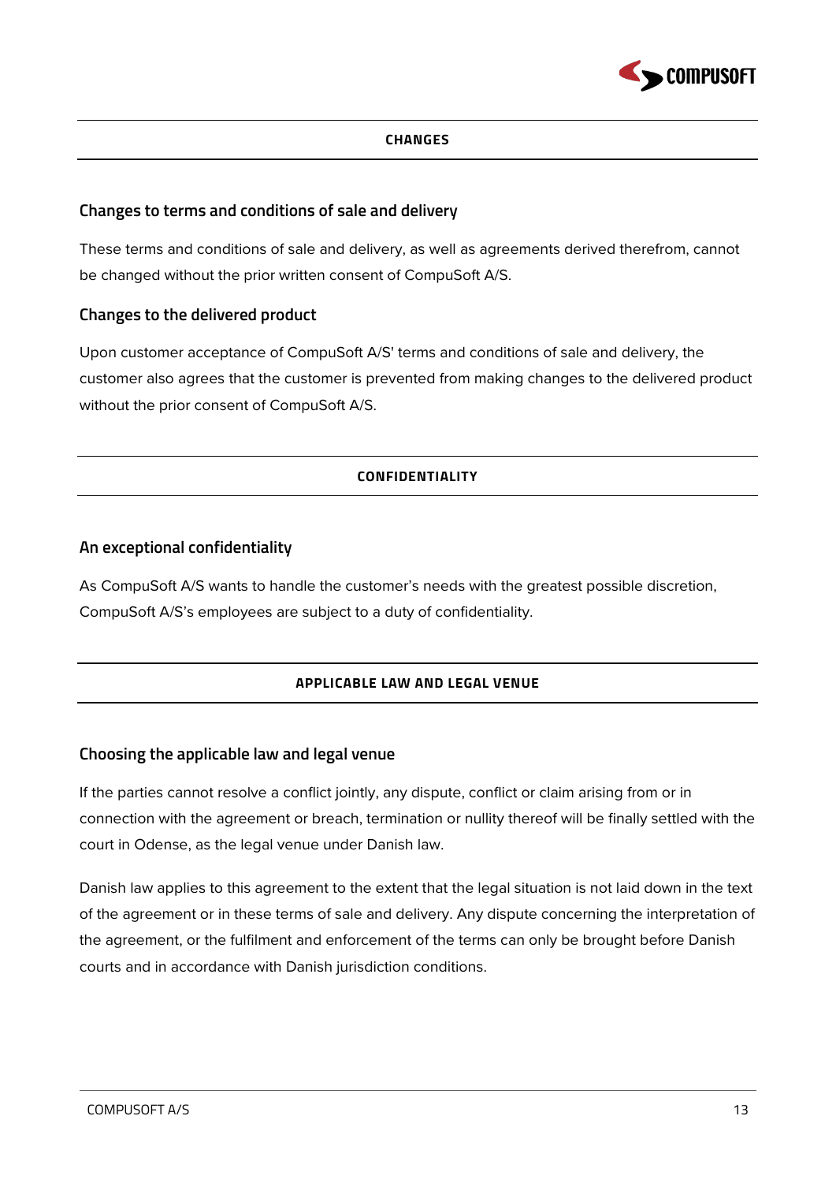## CHANGES

### Changes to terms and conditions of sale and delivery

These terms and conditions of sale and delivery, as well as agreements derived therefrom, cannot be changed without the prior written consent of CompuSoft A/S.

### Changes to the delivered product

Upon customer acceptance of CompuSoft A/S' terms and conditions of sale and delivery, the customer also agrees that the customer is prevented from making changes to the delivered product without the prior consent of CompuSoft A/S.

## CONFIDENTIALITY

### An exceptional confidentiality

As CompuSoft A/S wants to handle the customer's needs with the greatest possible discretion, CompuSoft A/S's employees are subject to a duty of confidentiality.

## APPLICABLE LAW AND LEGAL VENUE

### Choosing the applicable law and legal venue

If the parties cannot resolve a conflict jointly, any dispute, conflict or claim arising from or in connection with the agreement or breach, termination or nullity thereof will be finally settled with the court in Odense, as the legal venue under Danish law.

Danish law applies to this agreement to the extent that the legal situation is not laid down in the text of the agreement or in these terms of sale and delivery. Any dispute concerning the interpretation of the agreement, or the fulfilment and enforcement of the terms can only be brought before Danish courts and in accordance with Danish jurisdiction conditions.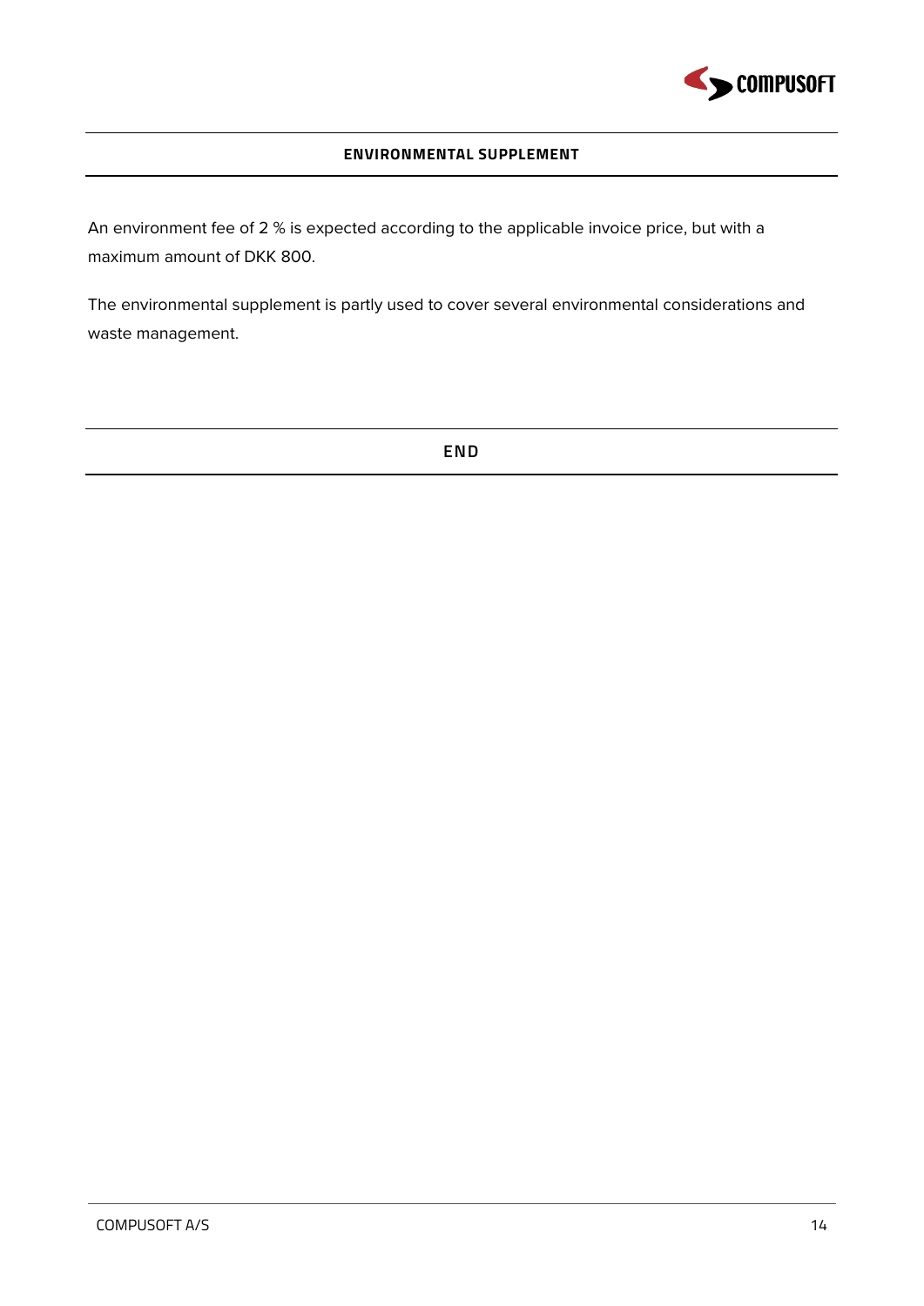## ENVIRONMENTAL SUPPLEMENT

An environment fee of 2 % is expected according to the applicable invoice price, but with a maximum amount of DKK 800.

The environmental supplement is partly used to cover several environmental considerations and waste management.

## END